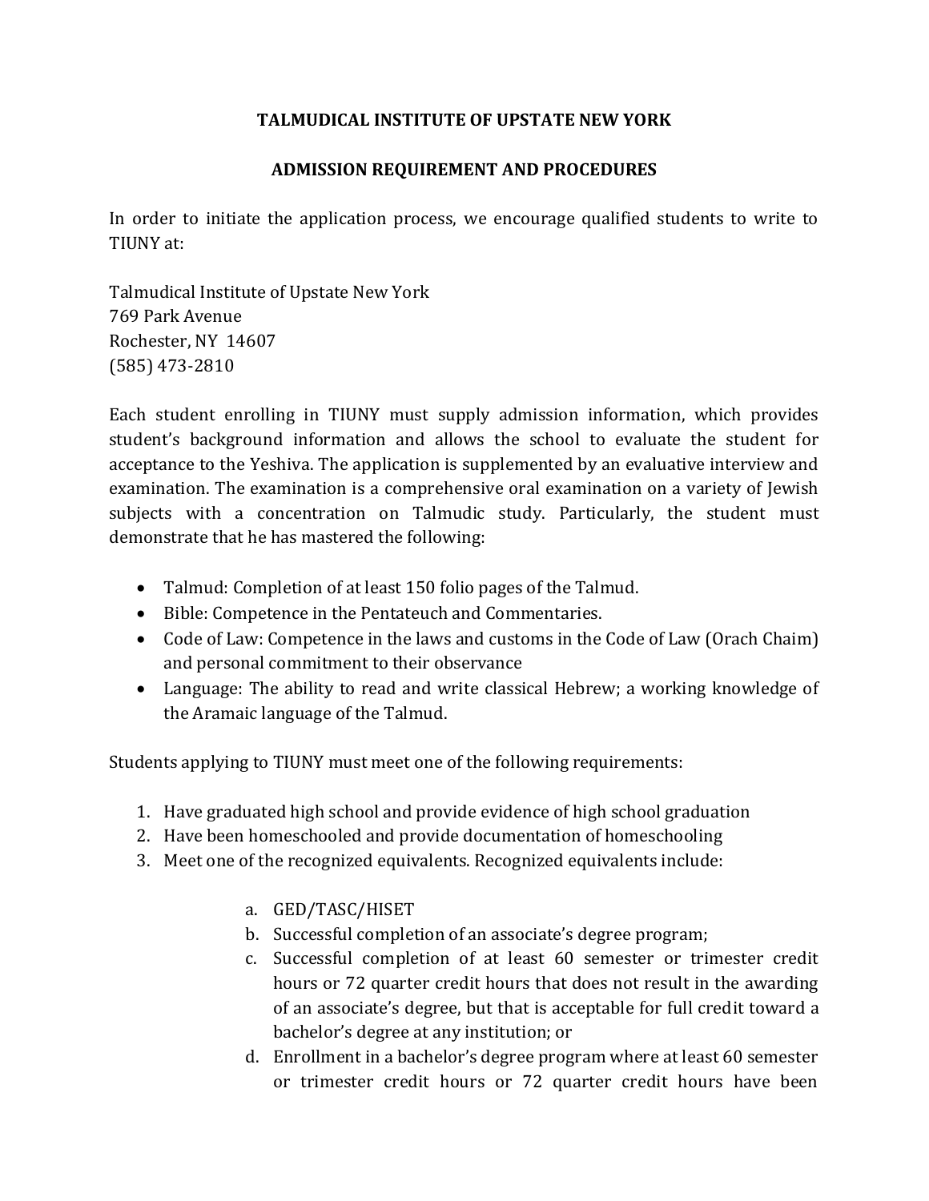# TALMUDICAL INSTITUTE OF UPSTATE NEW YORK

## ADMISSION REQUIREMENT AND PROCEDURES

In order to initiate the application process, we encourage qualified students to write to TIUNY at:

Talmudical Institute of Upstate New York
769 Park Avenue
Rochester, NY 14607
(585) 473-2810

Each student enrolling in TIUNY must supply admission information, which provides student's background information and allows the school to evaluate the student for acceptance to the Yeshiva. The application is supplemented by an evaluative interview and examination. The examination is a comprehensive oral examination on a variety of Jewish subjects with a concentration on Talmudic study. Particularly, the student must demonstrate that he has mastered the following:

- Talmud: Completion of at least 150 folio pages of the Talmud.
- Bible: Competence in the Pentateuch and Commentaries.
- Code of Law: Competence in the laws and customs in the Code of Law (Orach Chaim) and personal commitment to their observance
- Language: The ability to read and write classical Hebrew; a working knowledge of the Aramaic language of the Talmud.

Students applying to TIUNY must meet one of the following requirements:

1. Have graduated high school and provide evidence of high school graduation
2. Have been homeschooled and provide documentation of homeschooling
3. Meet one of the recognized equivalents. Recognized equivalents include:

   a. GED/TASC/HISET
   b. Successful completion of an associate's degree program;
   c. Successful completion of at least 60 semester or trimester credit hours or 72 quarter credit hours that does not result in the awarding of an associate's degree, but that is acceptable for full credit toward a bachelor's degree at any institution; or
   d. Enrollment in a bachelor's degree program where at least 60 semester or trimester credit hours or 72 quarter credit hours have been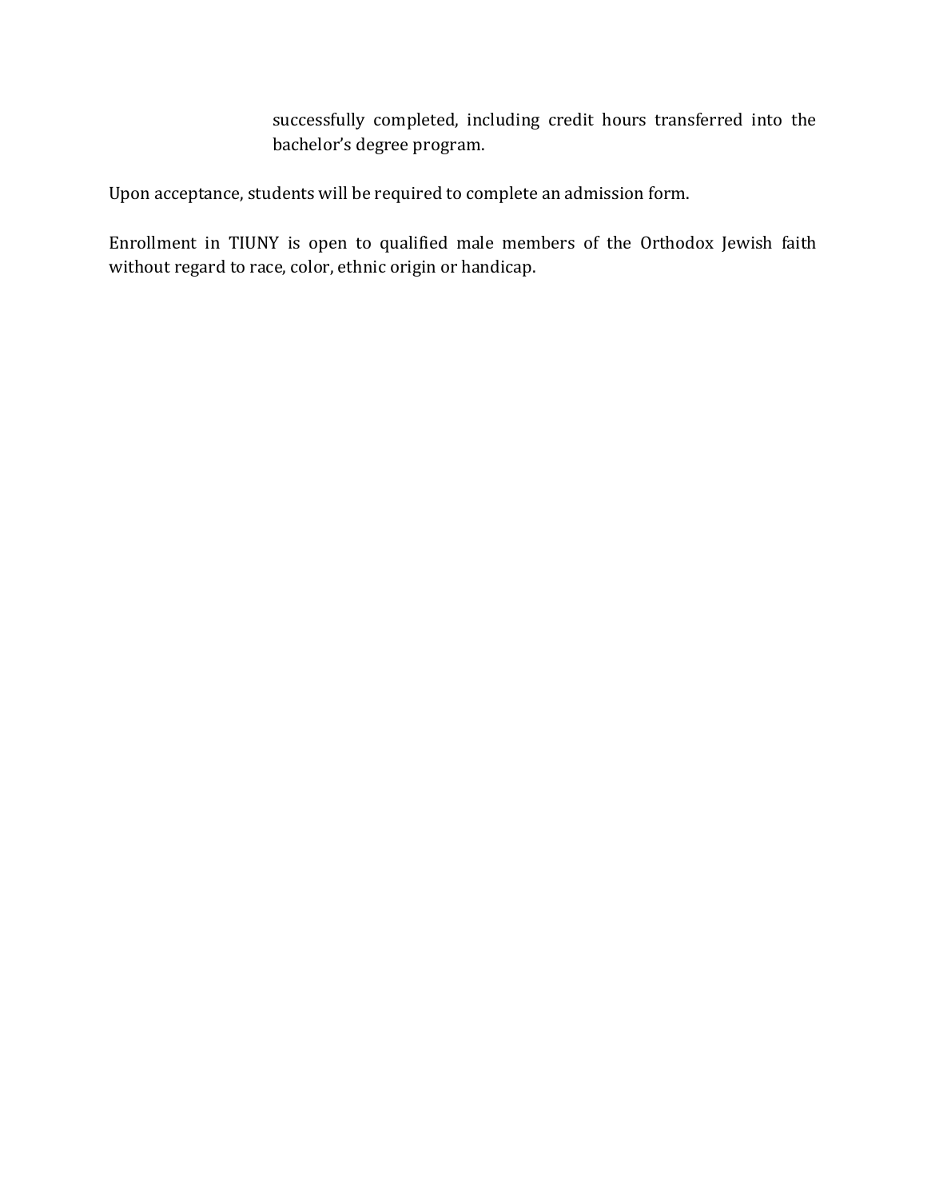successfully completed, including credit hours transferred into the bachelor's degree program.

Upon acceptance, students will be required to complete an admission form.

Enrollment in TIUNY is open to qualified male members of the Orthodox Jewish faith without regard to race, color, ethnic origin or handicap.